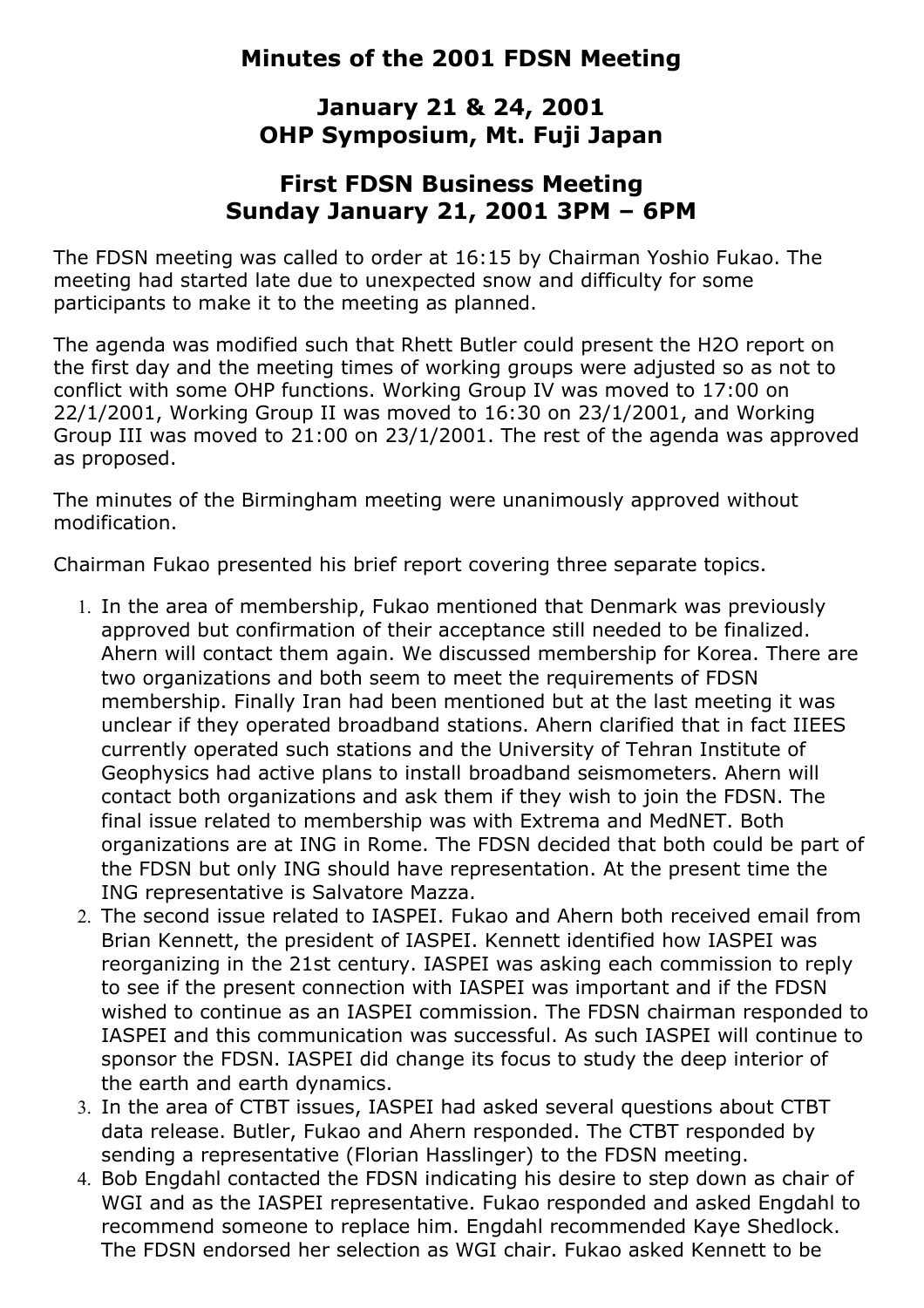# Minutes of the 2001 FDSN Meeting

## January 21 & 24, 2001
## OHP Symposium, Mt. Fuji Japan

## First FDSN Business Meeting
## Sunday January 21, 2001 3PM – 6PM

The FDSN meeting was called to order at 16:15 by Chairman Yoshio Fukao. The meeting had started late due to unexpected snow and difficulty for some participants to make it to the meeting as planned.

The agenda was modified such that Rhett Butler could present the H2O report on the first day and the meeting times of working groups were adjusted so as not to conflict with some OHP functions. Working Group IV was moved to 17:00 on 22/1/2001, Working Group II was moved to 16:30 on 23/1/2001, and Working Group III was moved to 21:00 on 23/1/2001. The rest of the agenda was approved as proposed.

The minutes of the Birmingham meeting were unanimously approved without modification.

Chairman Fukao presented his brief report covering three separate topics.

1. In the area of membership, Fukao mentioned that Denmark was previously approved but confirmation of their acceptance still needed to be finalized. Ahern will contact them again. We discussed membership for Korea. There are two organizations and both seem to meet the requirements of FDSN membership. Finally Iran had been mentioned but at the last meeting it was unclear if they operated broadband stations. Ahern clarified that in fact IIEES currently operated such stations and the University of Tehran Institute of Geophysics had active plans to install broadband seismometers. Ahern will contact both organizations and ask them if they wish to join the FDSN. The final issue related to membership was with Extrema and MedNET. Both organizations are at ING in Rome. The FDSN decided that both could be part of the FDSN but only ING should have representation. At the present time the ING representative is Salvatore Mazza.
2. The second issue related to IASPEI. Fukao and Ahern both received email from Brian Kennett, the president of IASPEI. Kennett identified how IASPEI was reorganizing in the 21st century. IASPEI was asking each commission to reply to see if the present connection with IASPEI was important and if the FDSN wished to continue as an IASPEI commission. The FDSN chairman responded to IASPEI and this communication was successful. As such IASPEI will continue to sponsor the FDSN. IASPEI did change its focus to study the deep interior of the earth and earth dynamics.
3. In the area of CTBT issues, IASPEI had asked several questions about CTBT data release. Butler, Fukao and Ahern responded. The CTBT responded by sending a representative (Florian Hasslinger) to the FDSN meeting.
4. Bob Engdahl contacted the FDSN indicating his desire to step down as chair of WGI and as the IASPEI representative. Fukao responded and asked Engdahl to recommend someone to replace him. Engdahl recommended Kaye Shedlock. The FDSN endorsed her selection as WGI chair. Fukao asked Kennett to be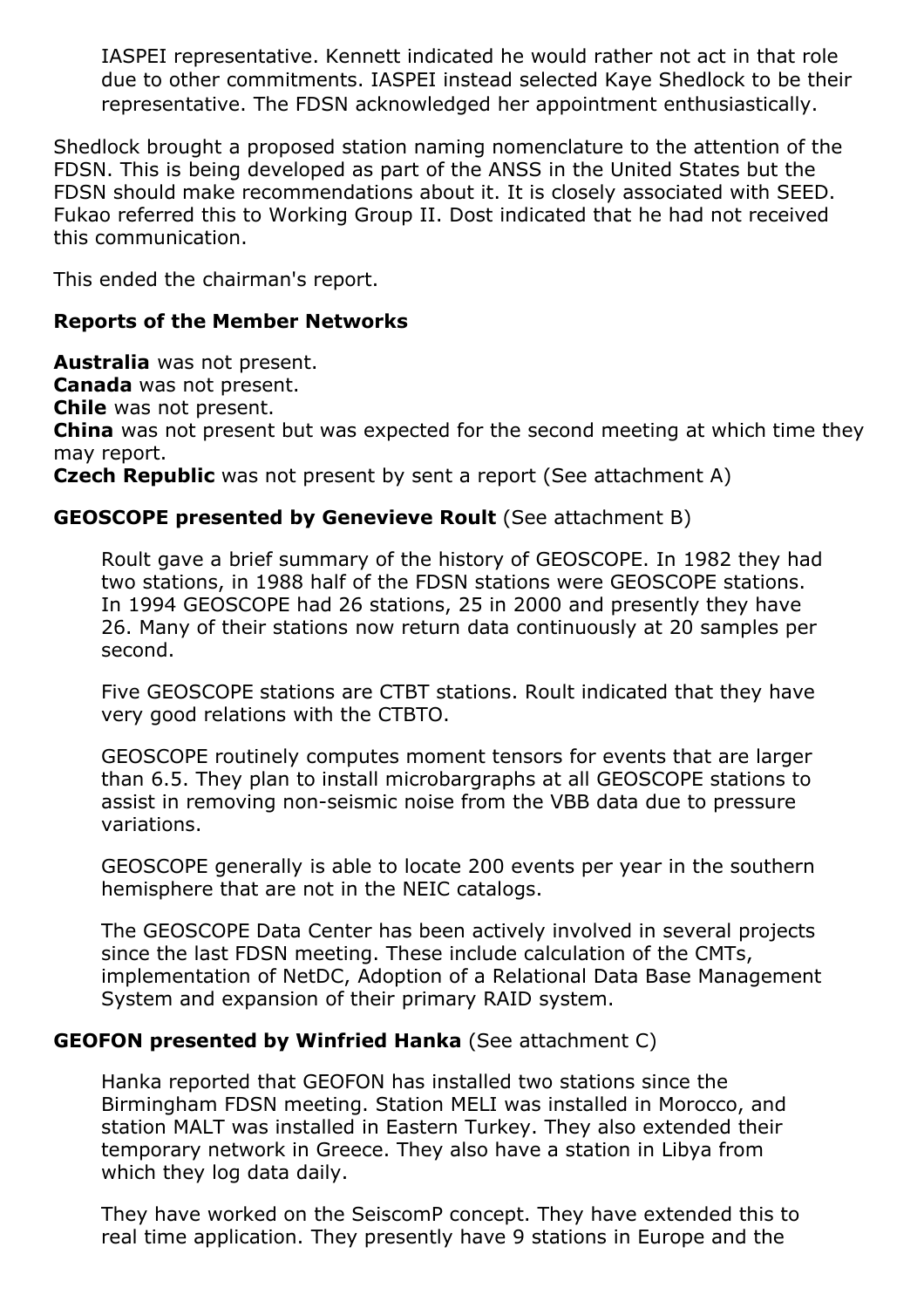IASPEI representative. Kennett indicated he would rather not act in that role due to other commitments. IASPEI instead selected Kaye Shedlock to be their representative. The FDSN acknowledged her appointment enthusiastically.

Shedlock brought a proposed station naming nomenclature to the attention of the FDSN. This is being developed as part of the ANSS in the United States but the FDSN should make recommendations about it. It is closely associated with SEED. Fukao referred this to Working Group II. Dost indicated that he had not received this communication.

This ended the chairman's report.

**Reports of the Member Networks**

**Australia** was not present.
**Canada** was not present.
**Chile** was not present.
**China** was not present but was expected for the second meeting at which time they may report.
**Czech Republic** was not present by sent a report (See attachment A)

**GEOSCOPE presented by Genevieve Roult** (See attachment B)

Roult gave a brief summary of the history of GEOSCOPE. In 1982 they had two stations, in 1988 half of the FDSN stations were GEOSCOPE stations. In 1994 GEOSCOPE had 26 stations, 25 in 2000 and presently they have 26. Many of their stations now return data continuously at 20 samples per second.

Five GEOSCOPE stations are CTBT stations. Roult indicated that they have very good relations with the CTBTO.

GEOSCOPE routinely computes moment tensors for events that are larger than 6.5. They plan to install microbargraphs at all GEOSCOPE stations to assist in removing non-seismic noise from the VBB data due to pressure variations.

GEOSCOPE generally is able to locate 200 events per year in the southern hemisphere that are not in the NEIC catalogs.

The GEOSCOPE Data Center has been actively involved in several projects since the last FDSN meeting. These include calculation of the CMTs, implementation of NetDC, Adoption of a Relational Data Base Management System and expansion of their primary RAID system.

**GEOFON presented by Winfried Hanka** (See attachment C)

Hanka reported that GEOFON has installed two stations since the Birmingham FDSN meeting. Station MELI was installed in Morocco, and station MALT was installed in Eastern Turkey. They also extended their temporary network in Greece. They also have a station in Libya from which they log data daily.

They have worked on the SeiscomP concept. They have extended this to real time application. They presently have 9 stations in Europe and the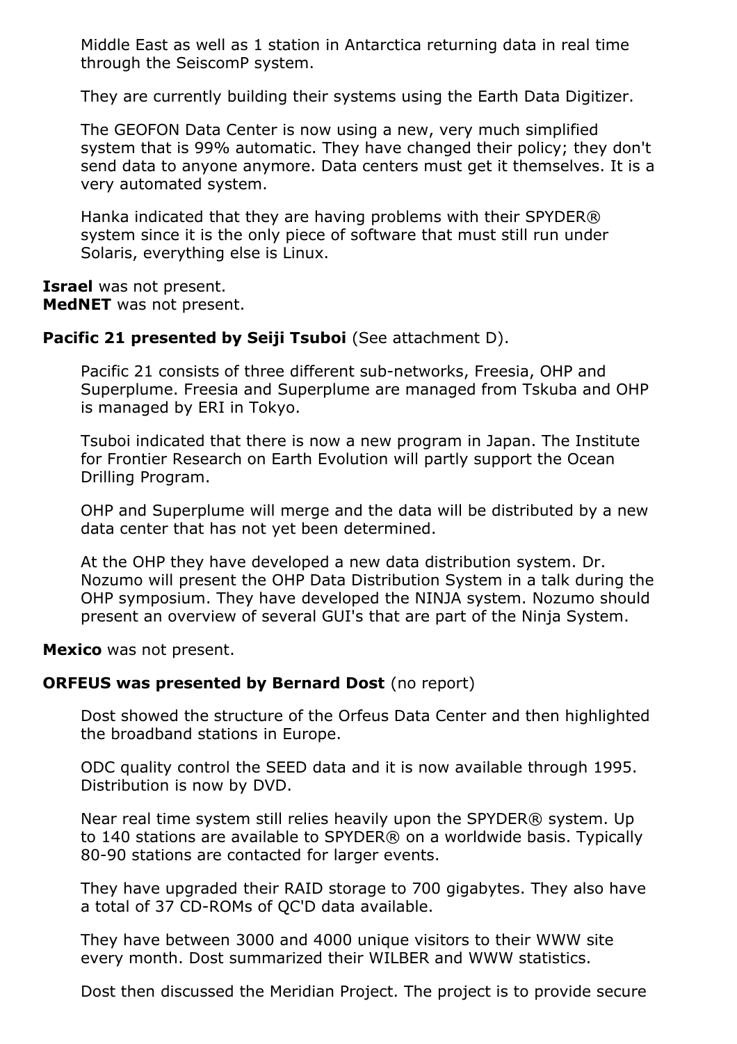Middle East as well as 1 station in Antarctica returning data in real time through the SeiscomP system.

They are currently building their systems using the Earth Data Digitizer.

The GEOFON Data Center is now using a new, very much simplified system that is 99% automatic. They have changed their policy; they don't send data to anyone anymore. Data centers must get it themselves. It is a very automated system.

Hanka indicated that they are having problems with their SPYDER® system since it is the only piece of software that must still run under Solaris, everything else is Linux.

**Israel** was not present.
**MedNET** was not present.

**Pacific 21 presented by Seiji Tsuboi** (See attachment D).

Pacific 21 consists of three different sub-networks, Freesia, OHP and Superplume. Freesia and Superplume are managed from Tskuba and OHP is managed by ERI in Tokyo.

Tsuboi indicated that there is now a new program in Japan. The Institute for Frontier Research on Earth Evolution will partly support the Ocean Drilling Program.

OHP and Superplume will merge and the data will be distributed by a new data center that has not yet been determined.

At the OHP they have developed a new data distribution system. Dr. Nozumo will present the OHP Data Distribution System in a talk during the OHP symposium. They have developed the NINJA system. Nozumo should present an overview of several GUI's that are part of the Ninja System.

**Mexico** was not present.

**ORFEUS was presented by Bernard Dost** (no report)

Dost showed the structure of the Orfeus Data Center and then highlighted the broadband stations in Europe.

ODC quality control the SEED data and it is now available through 1995. Distribution is now by DVD.

Near real time system still relies heavily upon the SPYDER® system. Up to 140 stations are available to SPYDER® on a worldwide basis. Typically 80-90 stations are contacted for larger events.

They have upgraded their RAID storage to 700 gigabytes. They also have a total of 37 CD-ROMs of QC'D data available.

They have between 3000 and 4000 unique visitors to their WWW site every month. Dost summarized their WILBER and WWW statistics.

Dost then discussed the Meridian Project. The project is to provide secure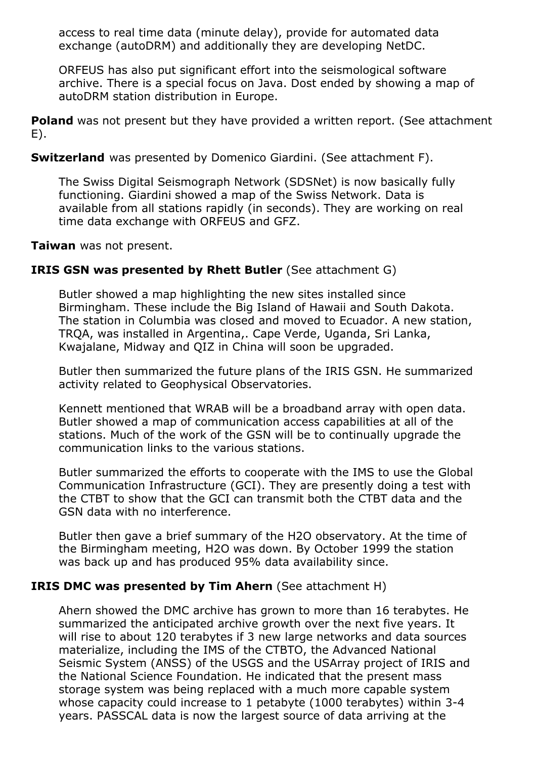access to real time data (minute delay), provide for automated data exchange (autoDRM) and additionally they are developing NetDC.

ORFEUS has also put significant effort into the seismological software archive. There is a special focus on Java. Dost ended by showing a map of autoDRM station distribution in Europe.

**Poland** was not present but they have provided a written report. (See attachment E).

**Switzerland** was presented by Domenico Giardini. (See attachment F).

The Swiss Digital Seismograph Network (SDSNet) is now basically fully functioning. Giardini showed a map of the Swiss Network. Data is available from all stations rapidly (in seconds). They are working on real time data exchange with ORFEUS and GFZ.

**Taiwan** was not present.

**IRIS GSN was presented by Rhett Butler** (See attachment G)

Butler showed a map highlighting the new sites installed since Birmingham. These include the Big Island of Hawaii and South Dakota. The station in Columbia was closed and moved to Ecuador. A new station, TRQA, was installed in Argentina,. Cape Verde, Uganda, Sri Lanka, Kwajalane, Midway and QIZ in China will soon be upgraded.

Butler then summarized the future plans of the IRIS GSN. He summarized activity related to Geophysical Observatories.

Kennett mentioned that WRAB will be a broadband array with open data. Butler showed a map of communication access capabilities at all of the stations. Much of the work of the GSN will be to continually upgrade the communication links to the various stations.

Butler summarized the efforts to cooperate with the IMS to use the Global Communication Infrastructure (GCI). They are presently doing a test with the CTBT to show that the GCI can transmit both the CTBT data and the GSN data with no interference.

Butler then gave a brief summary of the H2O observatory. At the time of the Birmingham meeting, H2O was down. By October 1999 the station was back up and has produced 95% data availability since.

**IRIS DMC was presented by Tim Ahern** (See attachment H)

Ahern showed the DMC archive has grown to more than 16 terabytes. He summarized the anticipated archive growth over the next five years. It will rise to about 120 terabytes if 3 new large networks and data sources materialize, including the IMS of the CTBTO, the Advanced National Seismic System (ANSS) of the USGS and the USArray project of IRIS and the National Science Foundation. He indicated that the present mass storage system was being replaced with a much more capable system whose capacity could increase to 1 petabyte (1000 terabytes) within 3-4 years. PASSCAL data is now the largest source of data arriving at the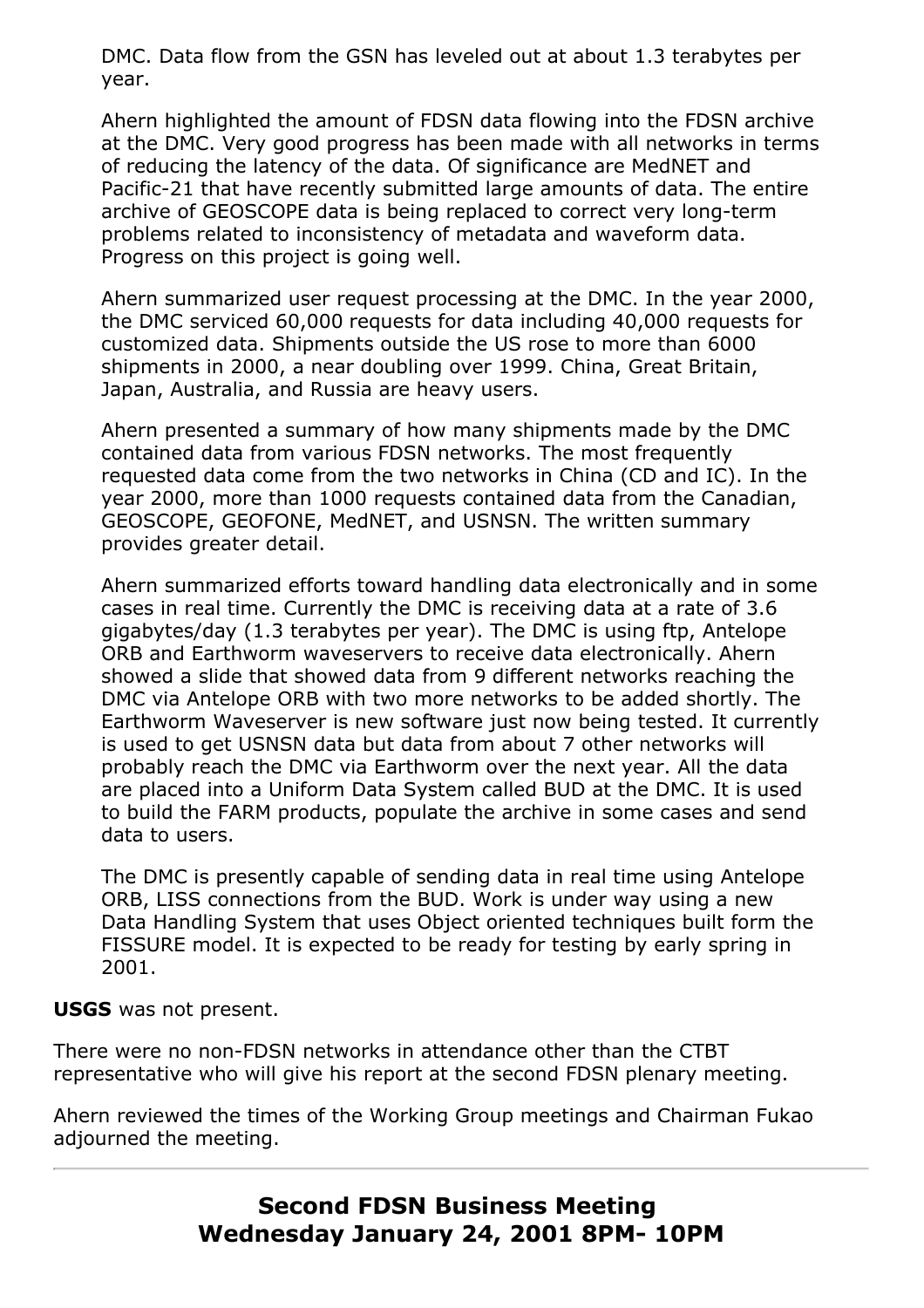DMC. Data flow from the GSN has leveled out at about 1.3 terabytes per year.

Ahern highlighted the amount of FDSN data flowing into the FDSN archive at the DMC. Very good progress has been made with all networks in terms of reducing the latency of the data. Of significance are MedNET and Pacific-21 that have recently submitted large amounts of data. The entire archive of GEOSCOPE data is being replaced to correct very long-term problems related to inconsistency of metadata and waveform data. Progress on this project is going well.

Ahern summarized user request processing at the DMC. In the year 2000, the DMC serviced 60,000 requests for data including 40,000 requests for customized data. Shipments outside the US rose to more than 6000 shipments in 2000, a near doubling over 1999. China, Great Britain, Japan, Australia, and Russia are heavy users.

Ahern presented a summary of how many shipments made by the DMC contained data from various FDSN networks. The most frequently requested data come from the two networks in China (CD and IC). In the year 2000, more than 1000 requests contained data from the Canadian, GEOSCOPE, GEOFONE, MedNET, and USNSN. The written summary provides greater detail.

Ahern summarized efforts toward handling data electronically and in some cases in real time. Currently the DMC is receiving data at a rate of 3.6 gigabytes/day (1.3 terabytes per year). The DMC is using ftp, Antelope ORB and Earthworm waveservers to receive data electronically. Ahern showed a slide that showed data from 9 different networks reaching the DMC via Antelope ORB with two more networks to be added shortly. The Earthworm Waveserver is new software just now being tested. It currently is used to get USNSN data but data from about 7 other networks will probably reach the DMC via Earthworm over the next year. All the data are placed into a Uniform Data System called BUD at the DMC. It is used to build the FARM products, populate the archive in some cases and send data to users.

The DMC is presently capable of sending data in real time using Antelope ORB, LISS connections from the BUD. Work is under way using a new Data Handling System that uses Object oriented techniques built form the FISSURE model. It is expected to be ready for testing by early spring in 2001.

**USGS** was not present.

There were no non-FDSN networks in attendance other than the CTBT representative who will give his report at the second FDSN plenary meeting.

Ahern reviewed the times of the Working Group meetings and Chairman Fukao adjourned the meeting.

---

## Second FDSN Business Meeting
## Wednesday January 24, 2001 8PM- 10PM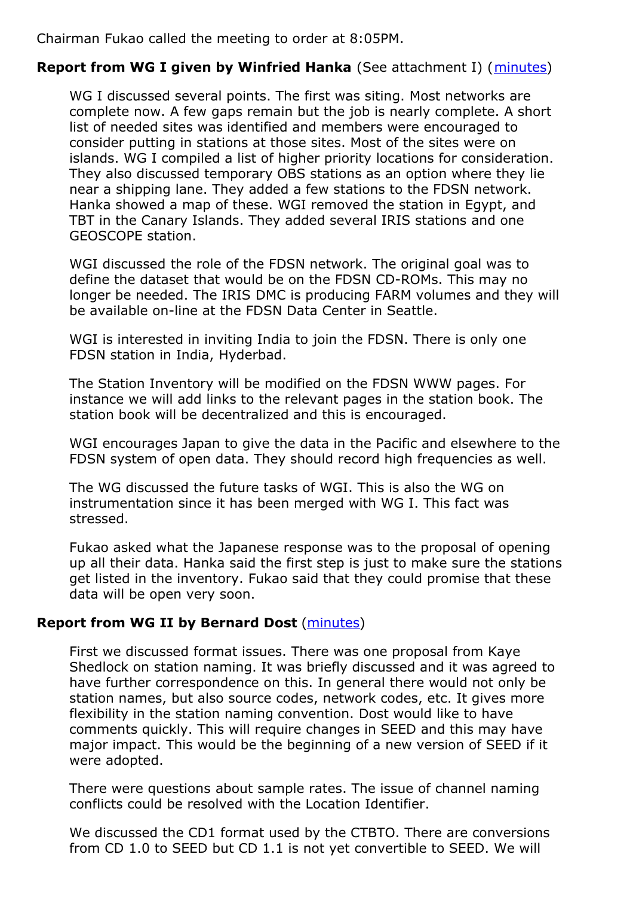Chairman Fukao called the meeting to order at 8:05PM.

**Report from WG I given by Winfried Hanka** (See attachment I) (minutes)

WG I discussed several points. The first was siting. Most networks are complete now. A few gaps remain but the job is nearly complete. A short list of needed sites was identified and members were encouraged to consider putting in stations at those sites. Most of the sites were on islands. WG I compiled a list of higher priority locations for consideration. They also discussed temporary OBS stations as an option where they lie near a shipping lane. They added a few stations to the FDSN network. Hanka showed a map of these. WGI removed the station in Egypt, and TBT in the Canary Islands. They added several IRIS stations and one GEOSCOPE station.

WGI discussed the role of the FDSN network. The original goal was to define the dataset that would be on the FDSN CD-ROMs. This may no longer be needed. The IRIS DMC is producing FARM volumes and they will be available on-line at the FDSN Data Center in Seattle.

WGI is interested in inviting India to join the FDSN. There is only one FDSN station in India, Hyderbad.

The Station Inventory will be modified on the FDSN WWW pages. For instance we will add links to the relevant pages in the station book. The station book will be decentralized and this is encouraged.

WGI encourages Japan to give the data in the Pacific and elsewhere to the FDSN system of open data. They should record high frequencies as well.

The WG discussed the future tasks of WGI. This is also the WG on instrumentation since it has been merged with WG I. This fact was stressed.

Fukao asked what the Japanese response was to the proposal of opening up all their data. Hanka said the first step is just to make sure the stations get listed in the inventory. Fukao said that they could promise that these data will be open very soon.

**Report from WG II by Bernard Dost** (minutes)

First we discussed format issues. There was one proposal from Kaye Shedlock on station naming. It was briefly discussed and it was agreed to have further correspondence on this. In general there would not only be station names, but also source codes, network codes, etc. It gives more flexibility in the station naming convention. Dost would like to have comments quickly. This will require changes in SEED and this may have major impact. This would be the beginning of a new version of SEED if it were adopted.

There were questions about sample rates. The issue of channel naming conflicts could be resolved with the Location Identifier.

We discussed the CD1 format used by the CTBTO. There are conversions from CD 1.0 to SEED but CD 1.1 is not yet convertible to SEED. We will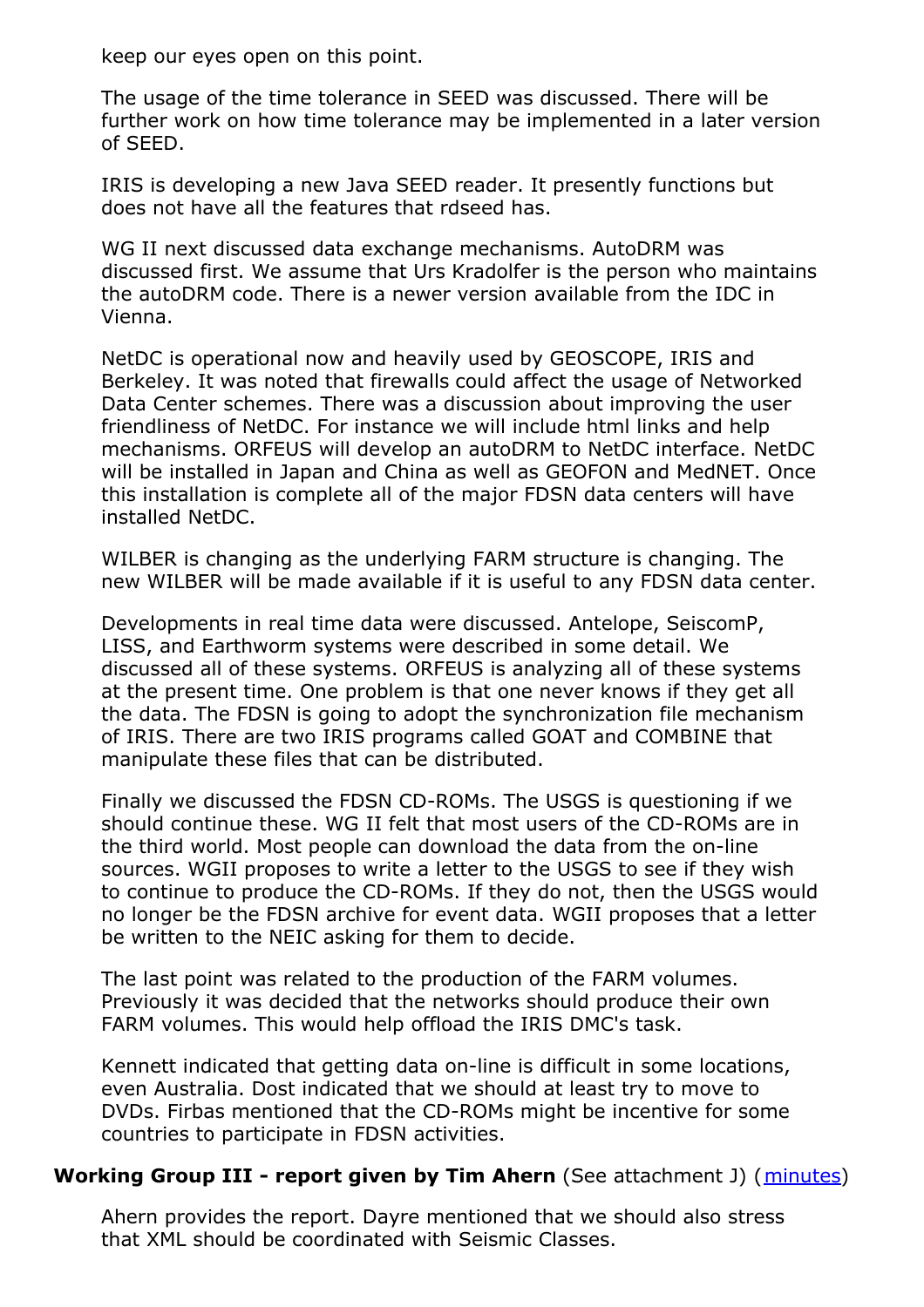keep our eyes open on this point.

The usage of the time tolerance in SEED was discussed. There will be further work on how time tolerance may be implemented in a later version of SEED.

IRIS is developing a new Java SEED reader. It presently functions but does not have all the features that rdseed has.

WG II next discussed data exchange mechanisms. AutoDRM was discussed first. We assume that Urs Kradolfer is the person who maintains the autoDRM code. There is a newer version available from the IDC in Vienna.

NetDC is operational now and heavily used by GEOSCOPE, IRIS and Berkeley. It was noted that firewalls could affect the usage of Networked Data Center schemes. There was a discussion about improving the user friendliness of NetDC. For instance we will include html links and help mechanisms. ORFEUS will develop an autoDRM to NetDC interface. NetDC will be installed in Japan and China as well as GEOFON and MedNET. Once this installation is complete all of the major FDSN data centers will have installed NetDC.

WILBER is changing as the underlying FARM structure is changing. The new WILBER will be made available if it is useful to any FDSN data center.

Developments in real time data were discussed. Antelope, SeiscomP, LISS, and Earthworm systems were described in some detail. We discussed all of these systems. ORFEUS is analyzing all of these systems at the present time. One problem is that one never knows if they get all the data. The FDSN is going to adopt the synchronization file mechanism of IRIS. There are two IRIS programs called GOAT and COMBINE that manipulate these files that can be distributed.

Finally we discussed the FDSN CD-ROMs. The USGS is questioning if we should continue these. WG II felt that most users of the CD-ROMs are in the third world. Most people can download the data from the on-line sources. WGII proposes to write a letter to the USGS to see if they wish to continue to produce the CD-ROMs. If they do not, then the USGS would no longer be the FDSN archive for event data. WGII proposes that a letter be written to the NEIC asking for them to decide.

The last point was related to the production of the FARM volumes. Previously it was decided that the networks should produce their own FARM volumes. This would help offload the IRIS DMC's task.

Kennett indicated that getting data on-line is difficult in some locations, even Australia. Dost indicated that we should at least try to move to DVDs. Firbas mentioned that the CD-ROMs might be incentive for some countries to participate in FDSN activities.

**Working Group III - report given by Tim Ahern** (See attachment J) (minutes)

Ahern provides the report. Dayre mentioned that we should also stress that XML should be coordinated with Seismic Classes.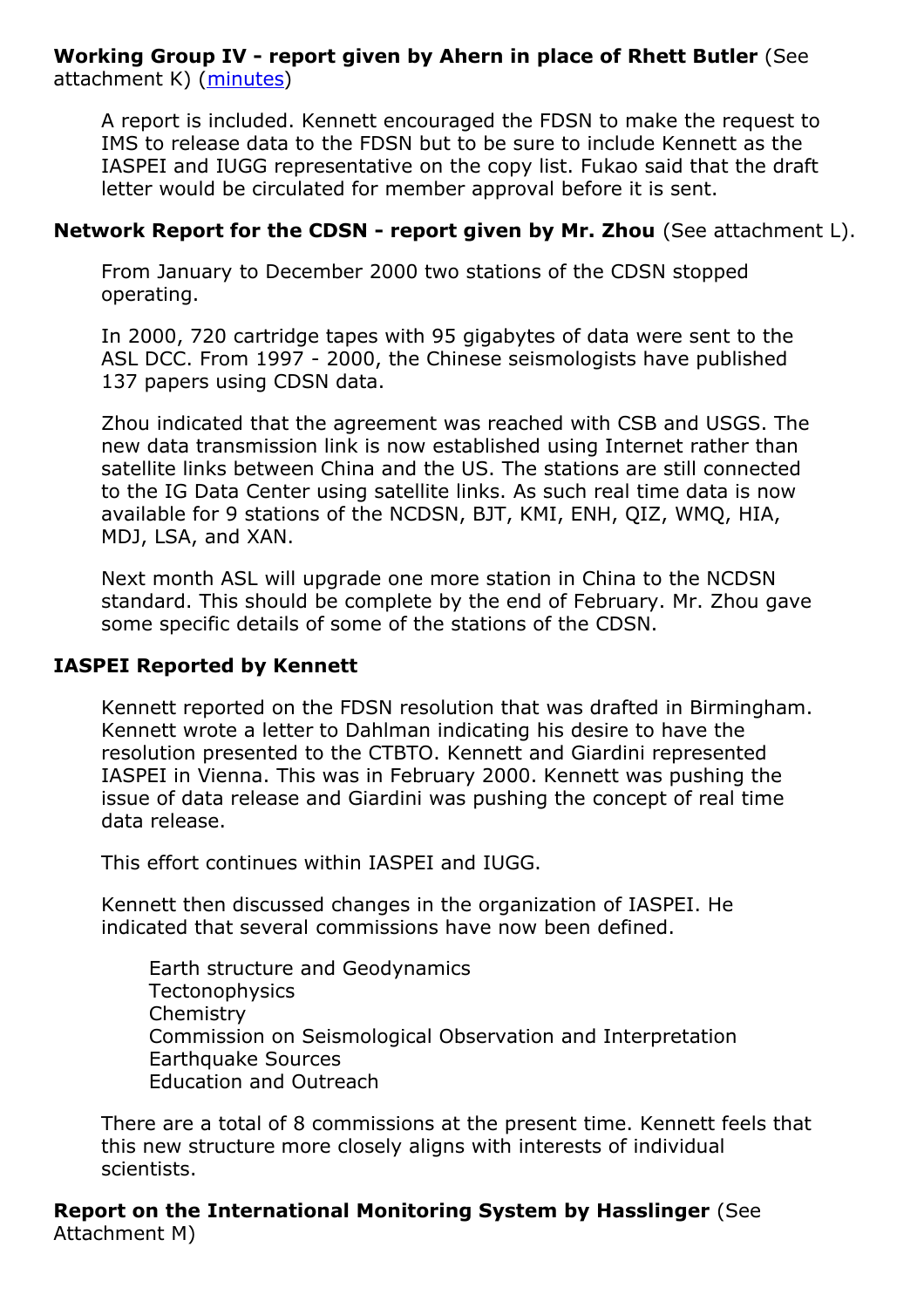**Working Group IV - report given by Ahern in place of Rhett Butler** (See attachment K) (minutes)

A report is included. Kennett encouraged the FDSN to make the request to IMS to release data to the FDSN but to be sure to include Kennett as the IASPEI and IUGG representative on the copy list. Fukao said that the draft letter would be circulated for member approval before it is sent.

**Network Report for the CDSN - report given by Mr. Zhou** (See attachment L).

From January to December 2000 two stations of the CDSN stopped operating.

In 2000, 720 cartridge tapes with 95 gigabytes of data were sent to the ASL DCC. From 1997 - 2000, the Chinese seismologists have published 137 papers using CDSN data.

Zhou indicated that the agreement was reached with CSB and USGS. The new data transmission link is now established using Internet rather than satellite links between China and the US. The stations are still connected to the IG Data Center using satellite links. As such real time data is now available for 9 stations of the NCDSN, BJT, KMI, ENH, QIZ, WMQ, HIA, MDJ, LSA, and XAN.

Next month ASL will upgrade one more station in China to the NCDSN standard. This should be complete by the end of February. Mr. Zhou gave some specific details of some of the stations of the CDSN.

**IASPEI Reported by Kennett**

Kennett reported on the FDSN resolution that was drafted in Birmingham. Kennett wrote a letter to Dahlman indicating his desire to have the resolution presented to the CTBTO. Kennett and Giardini represented IASPEI in Vienna. This was in February 2000. Kennett was pushing the issue of data release and Giardini was pushing the concept of real time data release.

This effort continues within IASPEI and IUGG.

Kennett then discussed changes in the organization of IASPEI. He indicated that several commissions have now been defined.

Earth structure and Geodynamics
Tectonophysics
Chemistry
Commission on Seismological Observation and Interpretation
Earthquake Sources
Education and Outreach

There are a total of 8 commissions at the present time. Kennett feels that this new structure more closely aligns with interests of individual scientists.

**Report on the International Monitoring System by Hasslinger** (See Attachment M)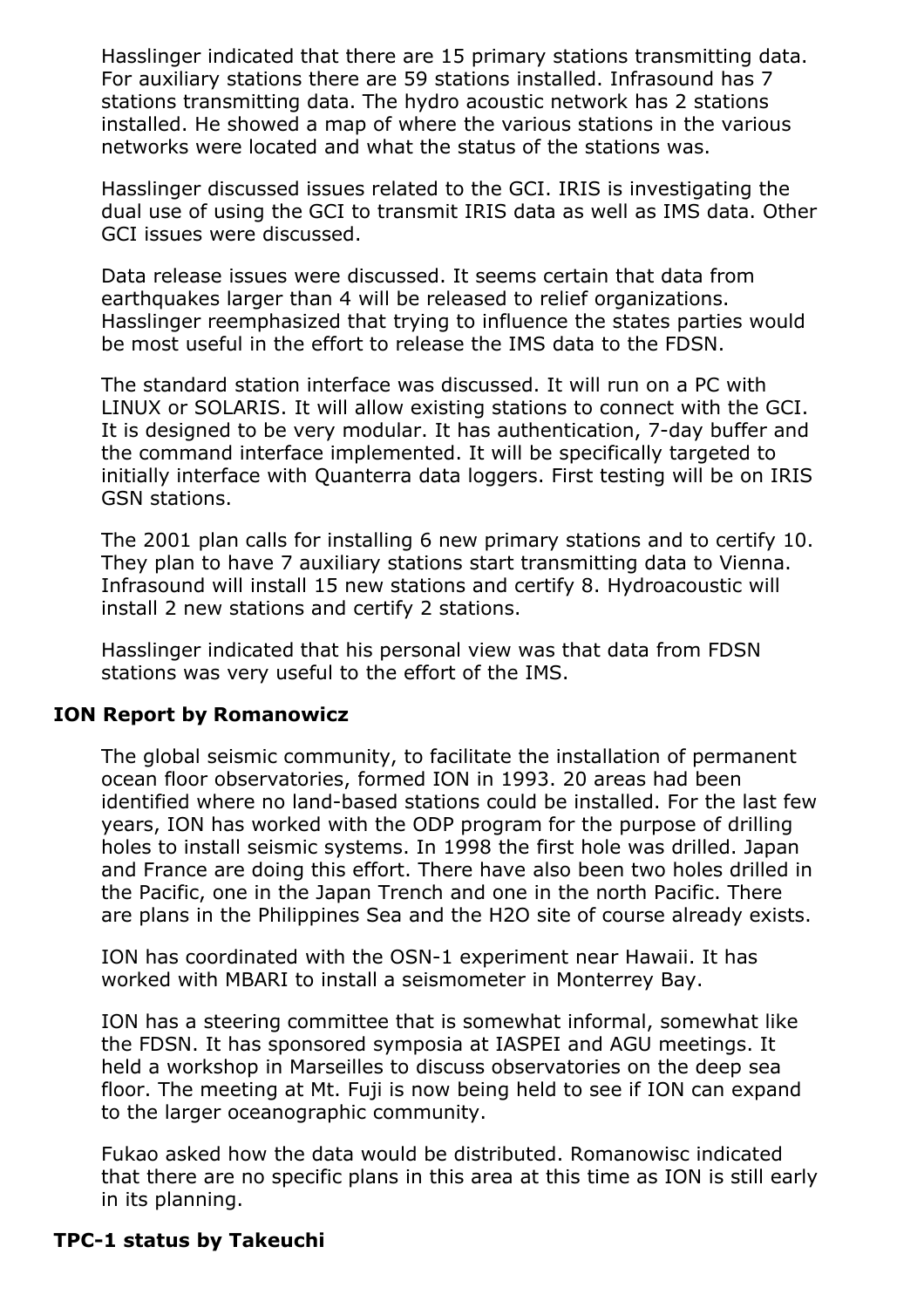Hasslinger indicated that there are 15 primary stations transmitting data. For auxiliary stations there are 59 stations installed. Infrasound has 7 stations transmitting data. The hydro acoustic network has 2 stations installed. He showed a map of where the various stations in the various networks were located and what the status of the stations was.

Hasslinger discussed issues related to the GCI. IRIS is investigating the dual use of using the GCI to transmit IRIS data as well as IMS data. Other GCI issues were discussed.

Data release issues were discussed. It seems certain that data from earthquakes larger than 4 will be released to relief organizations. Hasslinger reemphasized that trying to influence the states parties would be most useful in the effort to release the IMS data to the FDSN.

The standard station interface was discussed. It will run on a PC with LINUX or SOLARIS. It will allow existing stations to connect with the GCI. It is designed to be very modular. It has authentication, 7-day buffer and the command interface implemented. It will be specifically targeted to initially interface with Quanterra data loggers. First testing will be on IRIS GSN stations.

The 2001 plan calls for installing 6 new primary stations and to certify 10. They plan to have 7 auxiliary stations start transmitting data to Vienna. Infrasound will install 15 new stations and certify 8. Hydroacoustic will install 2 new stations and certify 2 stations.

Hasslinger indicated that his personal view was that data from FDSN stations was very useful to the effort of the IMS.

**ION Report by Romanowicz**

The global seismic community, to facilitate the installation of permanent ocean floor observatories, formed ION in 1993. 20 areas had been identified where no land-based stations could be installed. For the last few years, ION has worked with the ODP program for the purpose of drilling holes to install seismic systems. In 1998 the first hole was drilled. Japan and France are doing this effort. There have also been two holes drilled in the Pacific, one in the Japan Trench and one in the north Pacific. There are plans in the Philippines Sea and the H2O site of course already exists.

ION has coordinated with the OSN-1 experiment near Hawaii. It has worked with MBARI to install a seismometer in Monterrey Bay.

ION has a steering committee that is somewhat informal, somewhat like the FDSN. It has sponsored symposia at IASPEI and AGU meetings. It held a workshop in Marseilles to discuss observatories on the deep sea floor. The meeting at Mt. Fuji is now being held to see if ION can expand to the larger oceanographic community.

Fukao asked how the data would be distributed. Romanowisc indicated that there are no specific plans in this area at this time as ION is still early in its planning.

**TPC-1 status by Takeuchi**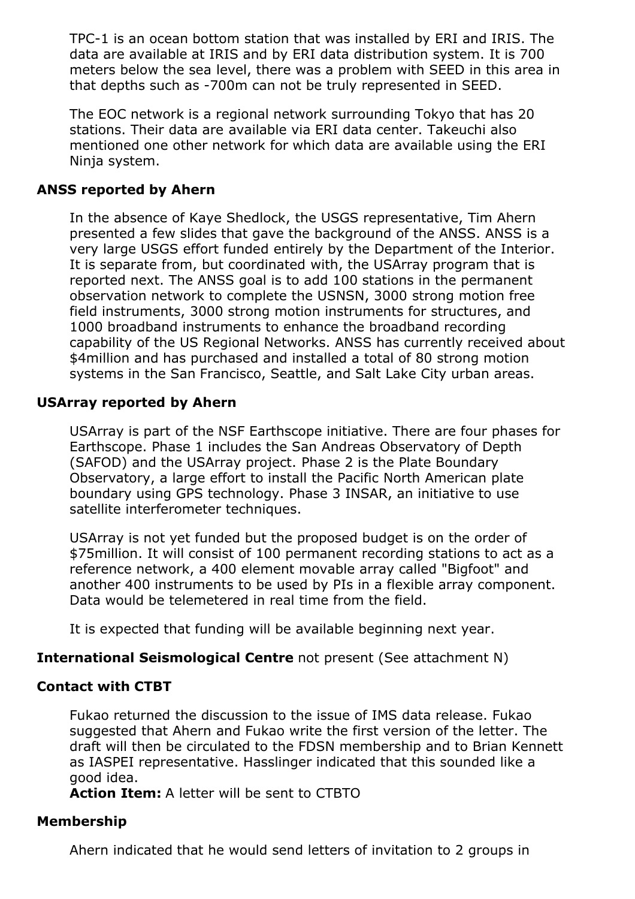TPC-1 is an ocean bottom station that was installed by ERI and IRIS. The data are available at IRIS and by ERI data distribution system. It is 700 meters below the sea level, there was a problem with SEED in this area in that depths such as -700m can not be truly represented in SEED.

The EOC network is a regional network surrounding Tokyo that has 20 stations. Their data are available via ERI data center. Takeuchi also mentioned one other network for which data are available using the ERI Ninja system.

### ANSS reported by Ahern

In the absence of Kaye Shedlock, the USGS representative, Tim Ahern presented a few slides that gave the background of the ANSS. ANSS is a very large USGS effort funded entirely by the Department of the Interior. It is separate from, but coordinated with, the USArray program that is reported next. The ANSS goal is to add 100 stations in the permanent observation network to complete the USNSN, 3000 strong motion free field instruments, 3000 strong motion instruments for structures, and 1000 broadband instruments to enhance the broadband recording capability of the US Regional Networks. ANSS has currently received about $4million and has purchased and installed a total of 80 strong motion systems in the San Francisco, Seattle, and Salt Lake City urban areas.

### USArray reported by Ahern

USArray is part of the NSF Earthscope initiative. There are four phases for Earthscope. Phase 1 includes the San Andreas Observatory of Depth (SAFOD) and the USArray project. Phase 2 is the Plate Boundary Observatory, a large effort to install the Pacific North American plate boundary using GPS technology. Phase 3 INSAR, an initiative to use satellite interferometer techniques.

USArray is not yet funded but the proposed budget is on the order of $75million. It will consist of 100 permanent recording stations to act as a reference network, a 400 element movable array called "Bigfoot" and another 400 instruments to be used by PIs in a flexible array component. Data would be telemetered in real time from the field.

It is expected that funding will be available beginning next year.

**International Seismological Centre** not present (See attachment N)

### Contact with CTBT

Fukao returned the discussion to the issue of IMS data release. Fukao suggested that Ahern and Fukao write the first version of the letter. The draft will then be circulated to the FDSN membership and to Brian Kennett as IASPEI representative. Hasslinger indicated that this sounded like a good idea.
**Action Item:** A letter will be sent to CTBTO

### Membership

Ahern indicated that he would send letters of invitation to 2 groups in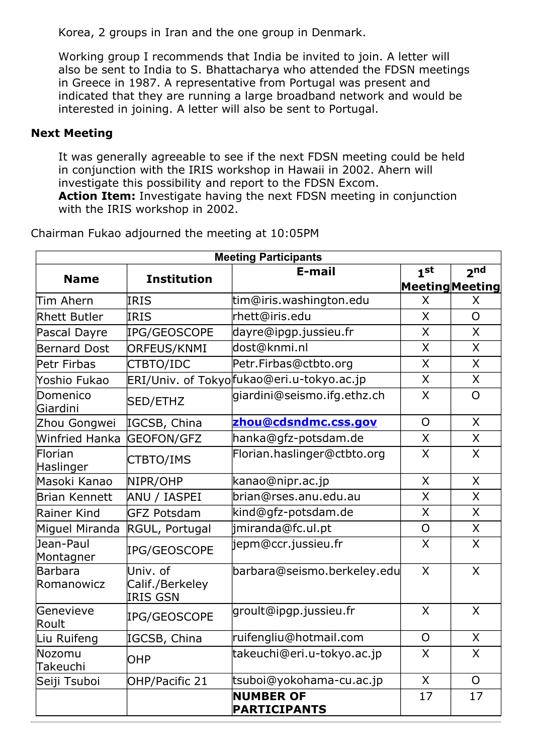Korea, 2 groups in Iran and the one group in Denmark.

Working group I recommends that India be invited to join. A letter will also be sent to India to S. Bhattacharya who attended the FDSN meetings in Greece in 1987. A representative from Portugal was present and indicated that they are running a large broadband network and would be interested in joining. A letter will also be sent to Portugal.

### Next Meeting

It was generally agreeable to see if the next FDSN meeting could be held in conjunction with the IRIS workshop in Hawaii in 2002. Ahern will investigate this possibility and report to the FDSN Excom.
**Action Item:** Investigate having the next FDSN meeting in conjunction with the IRIS workshop in 2002.

Chairman Fukao adjourned the meeting at 10:05PM

| Meeting Participants | | | | |
|---|---|---|---|---|
| **Name** | **Institution** | **E-mail** | **1st Meeting** | **2nd Meeting** |
| Tim Ahern | IRIS | tim@iris.washington.edu | X | X |
| Rhett Butler | IRIS | rhett@iris.edu | X | O |
| Pascal Dayre | IPG/GEOSCOPE | dayre@ipgp.jussieu.fr | X | X |
| Bernard Dost | ORFEUS/KNMI | dost@knmi.nl | X | X |
| Petr Firbas | CTBTO/IDC | Petr.Firbas@ctbto.org | X | X |
| Yoshio Fukao | ERI/Univ. of Tokyo | fukao@eri.u-tokyo.ac.jp | X | X |
| Domenico Giardini | SED/ETHZ | giardini@seismo.ifg.ethz.ch | X | O |
| Zhou Gongwei | IGCSB, China | **zhou@cdsndmc.css.gov** | O | X |
| Winfried Hanka | GEOFON/GFZ | hanka@gfz-potsdam.de | X | X |
| Florian Haslinger | CTBTO/IMS | Florian.haslinger@ctbto.org | X | X |
| Masoki Kanao | NIPR/OHP | kanao@nipr.ac.jp | X | X |
| Brian Kennett | ANU / IASPEI | brian@rses.anu.edu.au | X | X |
| Rainer Kind | GFZ Potsdam | kind@gfz-potsdam.de | X | X |
| Miguel Miranda | RGUL, Portugal | jmiranda@fc.ul.pt | O | X |
| Jean-Paul Montagner | IPG/GEOSCOPE | jepm@ccr.jussieu.fr | X | X |
| Barbara Romanowicz | Univ. of Calif./Berkeley IRIS GSN | barbara@seismo.berkeley.edu | X | X |
| Genevieve Roult | IPG/GEOSCOPE | groult@ipgp.jussieu.fr | X | X |
| Liu Ruifeng | IGCSB, China | ruifengliu@hotmail.com | O | X |
| Nozomu Takeuchi | OHP | takeuchi@eri.u-tokyo.ac.jp | X | X |
| Seiji Tsuboi | OHP/Pacific 21 | tsuboi@yokohama-cu.ac.jp | X | O |
| | | **NUMBER OF PARTICIPANTS** | 17 | 17 |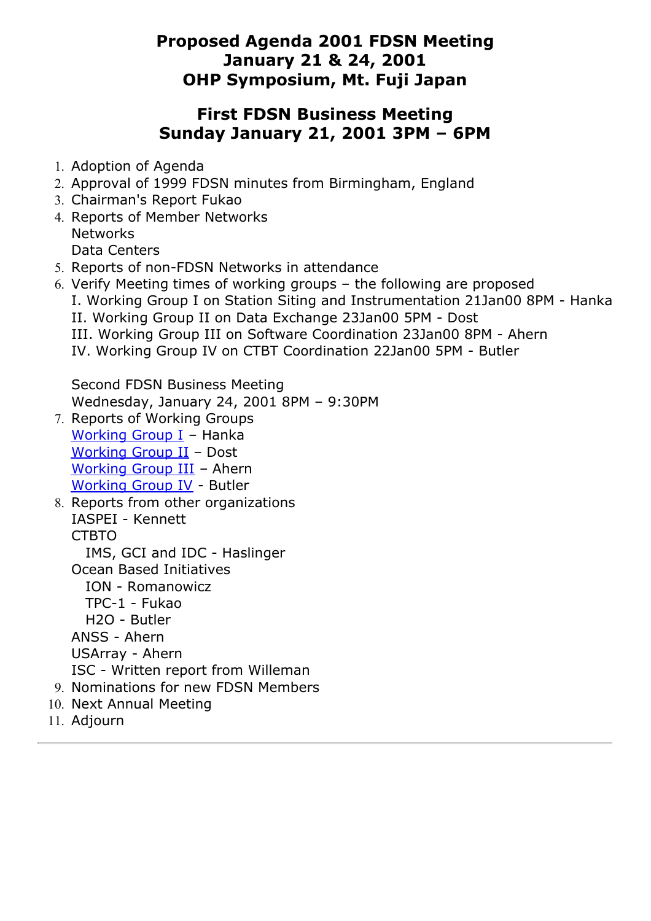# Proposed Agenda 2001 FDSN Meeting
# January 21 & 24, 2001
# OHP Symposium, Mt. Fuji Japan

## First FDSN Business Meeting
## Sunday January 21, 2001 3PM – 6PM

1. Adoption of Agenda
2. Approval of 1999 FDSN minutes from Birmingham, England
3. Chairman's Report Fukao
4. Reports of Member Networks
   Networks
   Data Centers
5. Reports of non-FDSN Networks in attendance
6. Verify Meeting times of working groups – the following are proposed
   I. Working Group I on Station Siting and Instrumentation 21Jan00 8PM - Hanka
   II. Working Group II on Data Exchange 23Jan00 5PM - Dost
   III. Working Group III on Software Coordination 23Jan00 8PM - Ahern
   IV. Working Group IV on CTBT Coordination 22Jan00 5PM - Butler

   Second FDSN Business Meeting
   Wednesday, January 24, 2001 8PM – 9:30PM
7. Reports of Working Groups
   Working Group I – Hanka
   Working Group II – Dost
   Working Group III – Ahern
   Working Group IV - Butler
8. Reports from other organizations
   IASPEI - Kennett
   CTBTO
     IMS, GCI and IDC - Haslinger
   Ocean Based Initiatives
     ION - Romanowicz
     TPC-1 - Fukao
     H2O - Butler
   ANSS - Ahern
   USArray - Ahern
   ISC - Written report from Willeman
9. Nominations for new FDSN Members
10. Next Annual Meeting
11. Adjourn